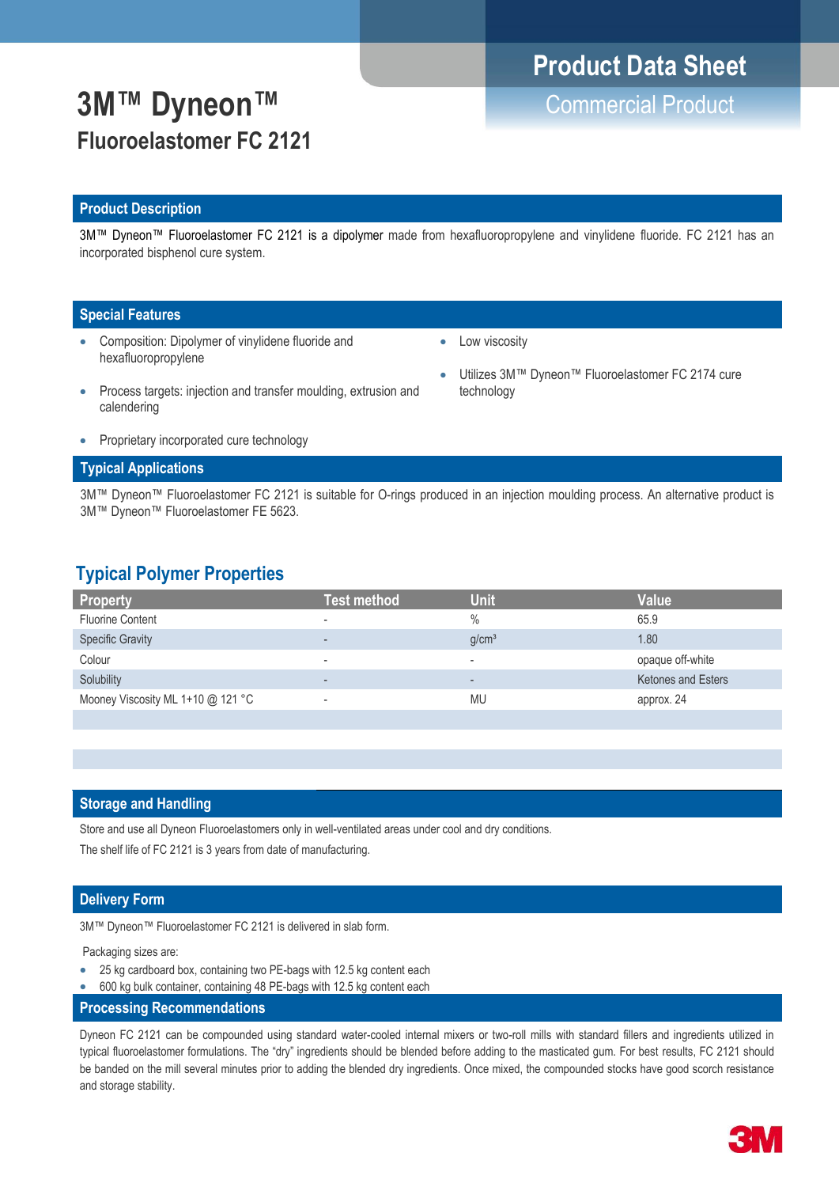Product Data Sheet

Commercial Product

# 3M™ Dyneon™

## Fluoroelastomer FC 2121

### Product Description

3M™ Dyneon™ Fluoroelastomer FC 2121 is a dipolymer made from hexafluoropropylene and vinylidene fluoride. FC 2121 has an incorporated bisphenol cure system.

### Special Features

- Composition: Dipolymer of vinylidene fluoride and hexafluoropropylene
- Process targets: injection and transfer moulding, extrusion and calendering
- Proprietary incorporated cure technology
- Low viscosity
- Utilizes 3M™ Dyneon™ Fluoroelastomer FC 2174 cure technology

### Typical Applications

3M™ Dyneon™ Fluoroelastomer FC 2121 is suitable for O-rings produced in an injection moulding process. An alternative product is 3M™ Dyneon™ Fluoroelastomer FE 5623.

## Typical Polymer Properties

| Property | Test method | Unit | Value |
|---|---|---|---|
| Fluorine Content | - | % | 65.9 |
| Specific Gravity | - | g/cm³ | 1.80 |
| Colour | - | - | opaque off-white |
| Solubility | - | - | Ketones and Esters |
| Mooney Viscosity ML 1+10 @ 121 °C | - | MU | approx. 24 |

### Storage and Handling

Store and use all Dyneon Fluoroelastomers only in well-ventilated areas under cool and dry conditions.

The shelf life of FC 2121 is 3 years from date of manufacturing.

### Delivery Form

3M™ Dyneon™ Fluoroelastomer FC 2121 is delivered in slab form.

Packaging sizes are:

- 25 kg cardboard box, containing two PE-bags with 12.5 kg content each
- 600 kg bulk container, containing 48 PE-bags with 12.5 kg content each

### Processing Recommendations

Dyneon FC 2121 can be compounded using standard water-cooled internal mixers or two-roll mills with standard fillers and ingredients utilized in typical fluoroelastomer formulations. The "dry" ingredients should be blended before adding to the masticated gum. For best results, FC 2121 should be banded on the mill several minutes prior to adding the blended dry ingredients. Once mixed, the compounded stocks have good scorch resistance and storage stability.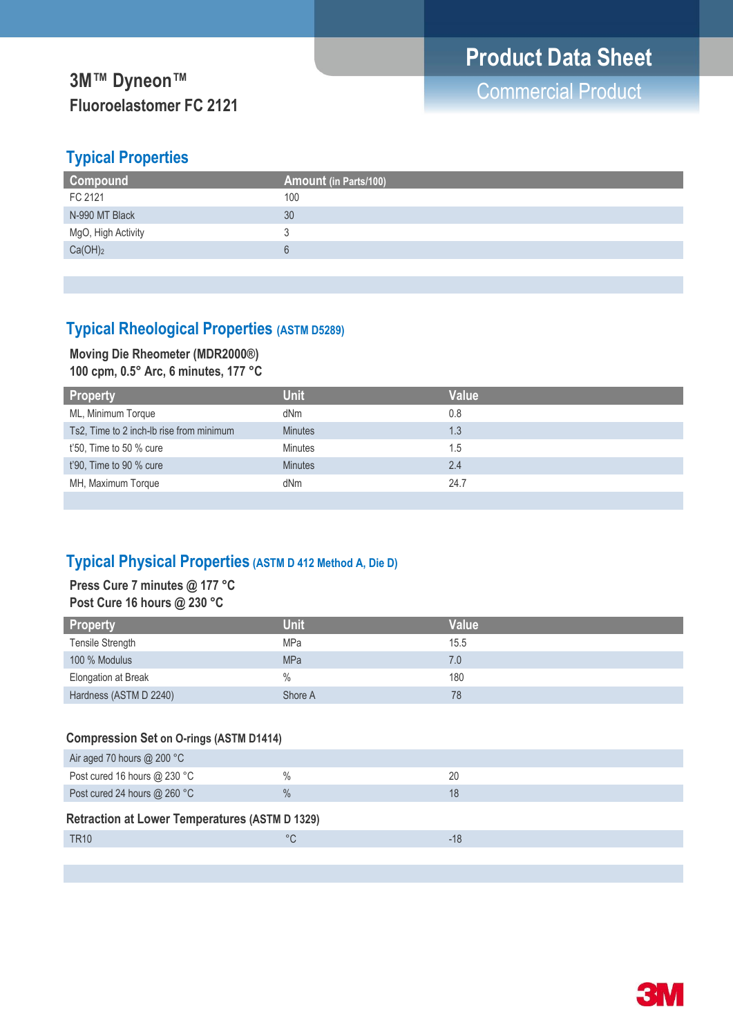# 3M™ Dyneon™ Fluoroelastomer FC 2121

**Product Data Sheet**
Commercial Product

## Typical Properties

| Compound | Amount (in Parts/100) |
|---|---|
| FC 2121 | 100 |
| N-990 MT Black | 30 |
| MgO, High Activity | 3 |
| $Ca(OH)_2$ | 6 |

## Typical Rheological Properties (ASTM D5289)

**Moving Die Rheometer (MDR2000®)**
**100 cpm, 0.5° Arc, 6 minutes, 177 °C**

| Property | Unit | Value |
|---|---|---|
| ML, Minimum Torque | dNm | 0.8 |
| Ts2, Time to 2 inch-lb rise from minimum | Minutes | 1.3 |
| t'50, Time to 50 % cure | Minutes | 1.5 |
| t'90, Time to 90 % cure | Minutes | 2.4 |
| MH, Maximum Torque | dNm | 24.7 |

## Typical Physical Properties (ASTM D 412 Method A, Die D)

**Press Cure 7 minutes @ 177 °C**
**Post Cure 16 hours @ 230 °C**

| Property | Unit | Value |
|---|---|---|
| Tensile Strength | MPa | 15.5 |
| 100 % Modulus | MPa | 7.0 |
| Elongation at Break | % | 180 |
| Hardness (ASTM D 2240) | Shore A | 78 |

**Compression Set on O-rings (ASTM D1414)**

| Property | Unit | Value |
|---|---|---|
| Air aged 70 hours @ 200 °C | | |
| Post cured 16 hours @ 230 °C | % | 20 |
| Post cured 24 hours @ 260 °C | % | 18 |

**Retraction at Lower Temperatures (ASTM D 1329)**

| Property | Unit | Value |
|---|---|---|
| TR10 | °C | -18 |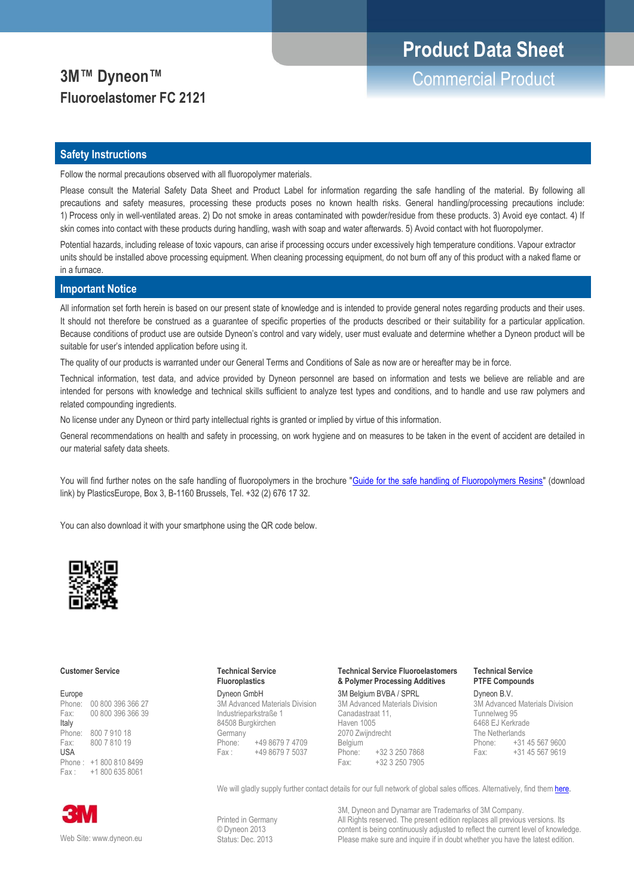# 3M™ Dyneon™ Fluoroelastomer FC 2121

**Product Data Sheet**
Commercial Product

## Safety Instructions

Follow the normal precautions observed with all fluoropolymer materials.

Please consult the Material Safety Data Sheet and Product Label for information regarding the safe handling of the material. By following all precautions and safety measures, processing these products poses no known health risks. General handling/processing precautions include: 1) Process only in well-ventilated areas. 2) Do not smoke in areas contaminated with powder/residue from these products. 3) Avoid eye contact. 4) If skin comes into contact with these products during handling, wash with soap and water afterwards. 5) Avoid contact with hot fluoropolymer.

Potential hazards, including release of toxic vapours, can arise if processing occurs under excessively high temperature conditions. Vapour extractor units should be installed above processing equipment. When cleaning processing equipment, do not burn off any of this product with a naked flame or in a furnace.

## Important Notice

All information set forth herein is based on our present state of knowledge and is intended to provide general notes regarding products and their uses. It should not therefore be construed as a guarantee of specific properties of the products described or their suitability for a particular application. Because conditions of product use are outside Dyneon's control and vary widely, user must evaluate and determine whether a Dyneon product will be suitable for user's intended application before using it.

The quality of our products is warranted under our General Terms and Conditions of Sale as now are or hereafter may be in force.

Technical information, test data, and advice provided by Dyneon personnel are based on information and tests we believe are reliable and are intended for persons with knowledge and technical skills sufficient to analyze test types and conditions, and to handle and use raw polymers and related compounding ingredients.

No license under any Dyneon or third party intellectual rights is granted or implied by virtue of this information.

General recommendations on health and safety in processing, on work hygiene and on measures to be taken in the event of accident are detailed in our material safety data sheets.

You will find further notes on the safe handling of fluoropolymers in the brochure "Guide for the safe handling of Fluoropolymers Resins" (download link) by PlasticsEurope, Box 3, B-1160 Brussels, Tel. +32 (2) 676 17 32.

You can also download it with your smartphone using the QR code below.

**Customer Service**

Europe
Phone: 00 800 396 366 27
Fax: 00 800 396 366 39
Italy
Phone: 800 7 910 18
Fax: 800 7 810 19
USA
Phone : +1 800 810 8499
Fax : +1 800 635 8061

**Technical Service Fluoroplastics**

Dyneon GmbH
3M Advanced Materials Division
Industrieparkstraße 1
84508 Burgkirchen
Germany
Phone: +49 8679 7 4709
Fax : +49 8679 7 5037

**Technical Service Fluoroelastomers & Polymer Processing Additives**

3M Belgium BVBA / SPRL
3M Advanced Materials Division
Canadastraat 11,
Haven 1005
2070 Zwijndrecht
Belgium
Phone: +32 3 250 7868
Fax: +32 3 250 7905

**Technical Service PTFE Compounds**

Dyneon B.V.
3M Advanced Materials Division
Tunnelweg 95
6468 EJ Kerkrade
The Netherlands
Phone: +31 45 567 9600
Fax: +31 45 567 9619

We will gladly supply further contact details for our full network of global sales offices. Alternatively, find them here.

Web Site: www.dyneon.eu

Printed in Germany
© Dyneon 2013
Status: Dec. 2013

3M, Dyneon and Dynamar are Trademarks of 3M Company.
All Rights reserved. The present edition replaces all previous versions. Its content is being continuously adjusted to reflect the current level of knowledge. Please make sure and inquire if in doubt whether you have the latest edition.